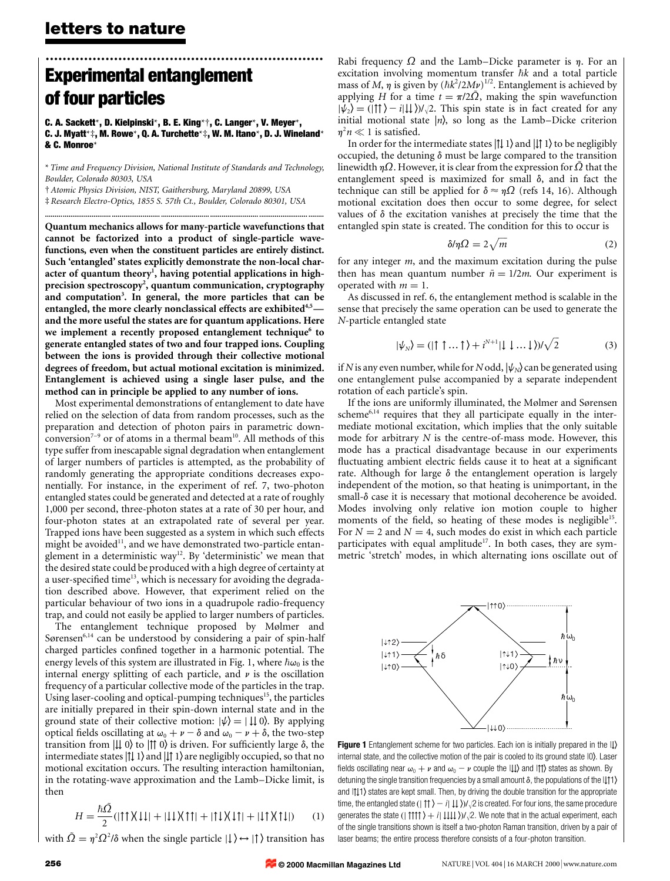# Experimental entanglement of four particles

**C. A. Sackett\*, D. Kielpinski\*, B. E. King\*†, C. Langer\*, V. Meyer\*, C. J. Myatt\*‡, M. Rowe\*, Q. A. Turchette\*‡, W. M. Itano\*, D. J. Wineland\* & C. Monroe\***

\* *Time and Frequency Division, National Institute of Standards and Technology, Boulder, Colorado 80303, USA*

† *Atomic Physics Division, NIST, Gaithersburg, Maryland 20899, USA*

‡ *Research Electro-Optics, 1855 S. 57th Ct., Boulder, Colorado 80301, USA*

**Quantum mechanics allows for many-particle wavefunctions that cannot be factorized into a product of single-particle wavefunctions, even when the constituent particles are entirely distinct. Such 'entangled' states explicitly demonstrate the non-local character of quantum theory[1], having potential applications in high-precision spectroscopy[2], quantum communication, cryptography and computation[3]. In general, the more particles that can be entangled, the more clearly nonclassical effects are exhibited[4,5]—and the more useful the states are for quantum applications. Here we implement a recently proposed entanglement technique[6] to generate entangled states of two and four trapped ions. Coupling between the ions is provided through their collective motional degrees of freedom, but actual motional excitation is minimized. Entanglement is achieved using a single laser pulse, and the method can in principle be applied to any number of ions.**

Most experimental demonstrations of entanglement to date have relied on the selection of data from random processes, such as the preparation and detection of photon pairs in parametric down-conversion[7–9] or of atoms in a thermal beam[10]. All methods of this type suffer from inescapable signal degradation when entanglement of larger numbers of particles is attempted, as the probability of randomly generating the appropriate conditions decreases exponentially. For instance, in the experiment of ref. 7, two-photon entangled states could be generated and detected at a rate of roughly 1,000 per second, three-photon states at a rate of 30 per hour, and four-photon states at an extrapolated rate of several per year. Trapped ions have been suggested as a system in which such effects might be avoided[11], and we have demonstrated two-particle entanglement in a deterministic way[12]. By 'deterministic' we mean that the desired state could be produced with a high degree of certainty at a user-specified time[13], which is necessary for avoiding the degradation described above. However, that experiment relied on the particular behaviour of two ions in a quadrupole radio-frequency trap, and could not easily be applied to larger numbers of particles.

The entanglement technique proposed by Mølmer and Sørensen[6,14] can be understood by considering a pair of spin-half charged particles confined together in a harmonic potential. The energy levels of this system are illustrated in Fig. 1, where $\hbar\omega_0$ is the internal energy splitting of each particle, and $\nu$ is the oscillation frequency of a particular collective mode of the particles in the trap. Using laser-cooling and optical-pumping techniques[15], the particles are initially prepared in their spin-down internal state and in the ground state of their collective motion: $|\psi\rangle = |\downarrow\downarrow 0\rangle$. By applying optical fields oscillating at $\omega_0 + \nu - \delta$ and $\omega_0 - \nu + \delta$, the two-step transition from $|\downarrow\downarrow 0\rangle$ to $|\uparrow\uparrow 0\rangle$ is driven. For sufficiently large $\delta$, the intermediate states $|\uparrow\downarrow 1\rangle$ and $|\downarrow\uparrow 1\rangle$ are negligibly occupied, so that no motional excitation occurs. The resulting interaction hamiltonian, in the rotating-wave approximation and the Lamb–Dicke limit, is then

$$H = \frac{\hbar\tilde{\Omega}}{2}(|\uparrow\uparrow\rangle\langle\downarrow\downarrow| + |\downarrow\downarrow\rangle\langle\uparrow\uparrow| + |\uparrow\downarrow\rangle\langle\downarrow\uparrow| + |\downarrow\uparrow\rangle\langle\uparrow\downarrow|) \qquad (1)$$

with $\tilde{\Omega} = \eta^2\Omega^2/\delta$ when the single particle $|\downarrow\rangle \leftrightarrow |\uparrow\rangle$ transition has Rabi frequency $\Omega$ and the Lamb–Dicke parameter is $\eta$. For an excitation involving momentum transfer $\hbar k$ and a total particle mass of $M$, $\eta$ is given by $(\hbar k^2/2M\nu)^{1/2}$. Entanglement is achieved by applying $H$ for a time $t = \pi/2\tilde{\Omega}$, making the spin wavefunction $|\psi_2\rangle = (|\uparrow\uparrow\rangle - i|\downarrow\downarrow\rangle)/\sqrt{2}$. This spin state is in fact created for any initial motional state $|n\rangle$, so long as the Lamb–Dicke criterion $\eta^2 n \ll 1$ is satisfied.

In order for the intermediate states $|\uparrow\downarrow 1\rangle$ and $|\downarrow\uparrow 1\rangle$ to be negligibly occupied, the detuning $\delta$ must be large compared to the transition linewidth $\eta\Omega$. However, it is clear from the expression for $\tilde{\Omega}$ that the entanglement speed is maximized for small $\delta$, and in fact the technique can still be applied for $\delta \approx \eta\Omega$ (refs 14, 16). Although motional excitation does then occur to some degree, for select values of $\delta$ the excitation vanishes at precisely the time that the entangled spin state is created. The condition for this to occur is

$$\delta/\eta\Omega = 2\sqrt{m} \qquad (2)$$

for any integer $m$, and the maximum excitation during the pulse then has mean quantum number $\bar{n} = 1/2m$. Our experiment is operated with $m = 1$.

As discussed in ref. 6, the entanglement method is scalable in the sense that precisely the same operation can be used to generate the $N$-particle entangled state

$$|\psi_N\rangle = (|\uparrow\uparrow\ldots\uparrow\rangle + i^{N+1}|\downarrow\downarrow\ldots\downarrow\rangle)/\sqrt{2} \qquad (3)$$

if $N$ is any even number, while for $N$ odd, $|\psi_N\rangle$ can be generated using one entanglement pulse accompanied by a separate independent rotation of each particle's spin.

If the ions are uniformly illuminated, the Mølmer and Sørensen scheme[6,14] requires that they all participate equally in the intermediate motional excitation, which implies that the only suitable mode for arbitrary $N$ is the centre-of-mass mode. However, this mode has a practical disadvantage because in our experiments fluctuating ambient electric fields cause it to heat at a significant rate. Although for large $\delta$ the entanglement operation is largely independent of the motion, so that heating is unimportant, in the small-$\delta$ case it is necessary that motional decoherence be avoided. Modes involving only relative ion motion couple to higher moments of the field, so heating of these modes is negligible[15]. For $N = 2$ and $N = 4$, such modes do exist in which each particle participates with equal amplitude[17]. In both cases, they are symmetric 'stretch' modes, in which alternating ions oscillate out of

**Figure 1** Entanglement scheme for two particles. Each ion is initially prepared in the $|\downarrow\rangle$ internal state, and the collective motion of the pair is cooled to its ground state $|0\rangle$. Laser fields oscillating near $\omega_0 + \nu$ and $\omega_0 - \nu$ couple the $|\downarrow\downarrow\rangle$ and $|\uparrow\uparrow\rangle$ states as shown. By detuning the single transition frequencies by a small amount $\delta$, the populations of the $|\downarrow\uparrow 1\rangle$ and $|\uparrow\downarrow 1\rangle$ states are kept small. Then, by driving the double transition for the appropriate time, the entangled state $(|\uparrow\uparrow\rangle - i|\downarrow\downarrow\rangle)/\sqrt{2}$ is created. For four ions, the same procedure generates the state $(|\uparrow\uparrow\uparrow\uparrow\rangle + i|\downarrow\downarrow\downarrow\downarrow\rangle)/\sqrt{2}$. We note that in the actual experiment, each of the single transitions shown is itself a two-photon Raman transition, driven by a pair of laser beams; the entire process therefore consists of a four-photon transition.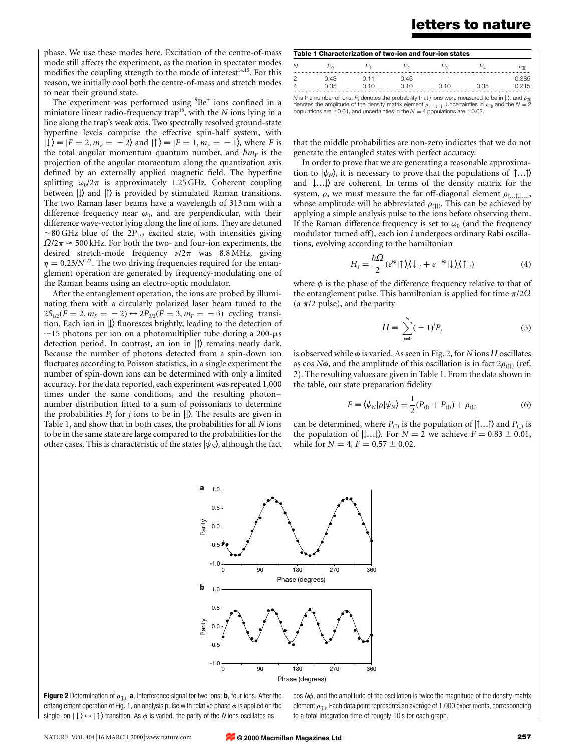phase. We use these modes here. Excitation of the centre-of-mass mode still affects the experiment, as the motion in spectator modes modifies the coupling strength to the mode of interest[14,15]. For this reason, we initially cool both the centre-of-mass and stretch modes to near their ground state.

The experiment was performed using $^9Be^+$ ions confined in a miniature linear radio-frequency trap[18], with the $N$ ions lying in a line along the trap's weak axis. Two spectrally resolved ground-state hyperfine levels comprise the effective spin-half system, with $|\downarrow\rangle \equiv |F=2, m_F=-2\rangle$ and $|\uparrow\rangle \equiv |F=1, m_F=-1\rangle$, where $F$ is the total angular momentum quantum number, and $\hbar m_F$ is the projection of the angular momentum along the quantization axis defined by an externally applied magnetic field. The hyperfine splitting $\omega_0/2\pi$ is approximately 1.25 GHz. Coherent coupling between $|\downarrow\rangle$ and $|\uparrow\rangle$ is provided by stimulated Raman transitions. The two Raman laser beams have a wavelength of 313 nm with a difference frequency near $\omega_0$, and are perpendicular, with their difference wave-vector lying along the line of ions. They are detuned ~80 GHz blue of the $2P_{1/2}$ excited state, with intensities giving $\Omega/2\pi \approx 500$ kHz. For both the two- and four-ion experiments, the desired stretch-mode frequency $\nu/2\pi$ was 8.8 MHz, giving $\eta = 0.23/N^{1/2}$. The two driving frequencies required for the entanglement operation are generated by frequency-modulating one of the Raman beams using an electro-optic modulator.

After the entanglement operation, the ions are probed by illuminating them with a circularly polarized laser beam tuned to the $2S_{1/2}(F=2, m_F=-2) \leftrightarrow 2P_{3/2}(F=3, m_F=-3)$ cycling transition. Each ion in $|\downarrow\rangle$ fluoresces brightly, leading to the detection of ~15 photons per ion on a photomultiplier tube during a 200-μs detection period. In contrast, an ion in $|\uparrow\rangle$ remains nearly dark. Because the number of photons detected from a spin-down ion fluctuates according to Poisson statistics, in a single experiment the number of spin-down ions can be determined with only a limited accuracy. For the data reported, each experiment was repeated 1,000 times under the same conditions, and the resulting photon–number distribution fitted to a sum of poissonians to determine the probabilities $P_j$ for $j$ ions to be in $|\downarrow\rangle$. The results are given in Table 1, and show that in both cases, the probabilities for all $N$ ions to be in the same state are large compared to the probabilities for the other cases. This is characteristic of the states $|\psi_N\rangle$, although the fact that the middle probabilities are non-zero indicates that we do not generate the entangled states with perfect accuracy.

**Table 1 Characterization of two-ion and four-ion states**

| $N$ | $P_0$ | $P_1$ | $P_2$ | $P_3$ | $P_4$ | $\rho_{(\uparrow\downarrow)}$ |
|---|---|---|---|---|---|---|
| 2 | 0.43 | 0.11 | 0.46 | – | – | 0.385 |
| 4 | 0.35 | 0.10 | 0.10 | 0.10 | 0.35 | 0.215 |

$N$ is the number of ions, $P_j$ denotes the probability that $j$ ions were measured to be in $|\downarrow\rangle$, and $\rho_{(\uparrow\downarrow)}$ denotes the amplitude of the density matrix element $\rho_{\uparrow\ldots\uparrow,\downarrow\ldots\downarrow}$. Uncertainties in $\rho_{(\uparrow\downarrow)}$ and the $N=2$ populations are ±0.01, and uncertainties in the $N=4$ populations are ±0.02.

In order to prove that we are generating a reasonable approximation to $|\psi_N\rangle$, it is necessary to prove that the populations of $|\uparrow\ldots\uparrow\rangle$ and $|\downarrow\ldots\downarrow\rangle$ are coherent. In terms of the density matrix for the system, $\rho$, we must measure the far off-diagonal element $\rho_{\uparrow\ldots\uparrow,\downarrow\ldots\downarrow}$, whose amplitude will be abbreviated $\rho_{(\uparrow\downarrow)}$. This can be achieved by applying a simple analysis pulse to the ions before observing them. If the Raman difference frequency is set to $\omega_0$ (and the frequency modulator turned off), each ion $i$ undergoes ordinary Rabi oscillations, evolving according to the hamiltonian

$$H_i = \frac{\hbar\Omega}{2}(e^{i\phi}|\uparrow\rangle_i\langle\downarrow|_i + e^{-i\phi}|\downarrow\rangle_i\langle\uparrow|_i) \tag{4}$$

where $\phi$ is the phase of the difference frequency relative to that of the entanglement pulse. This hamiltonian is applied for time $\pi/2\Omega$ (a $\pi/2$ pulse), and the parity

$$\Pi \equiv \sum_{j=0}^{N}(-1)^j P_j \tag{5}$$

is observed while $\phi$ is varied. As seen in Fig. 2, for $N$ ions $\Pi$ oscillates as $\cos N\phi$, and the amplitude of this oscillation is in fact $2\rho_{(\uparrow\downarrow)}$ (ref. 2). The resulting values are given in Table 1. From the data shown in the table, our state preparation fidelity

$$F \equiv \langle\psi_N|\rho|\psi_N\rangle = \frac{1}{2}(P_{(\uparrow)} + P_{(\downarrow)}) + \rho_{(\uparrow\downarrow)} \tag{6}$$

can be determined, where $P_{(\uparrow)}$ is the population of $|\uparrow\ldots\uparrow\rangle$ and $P_{(\downarrow)}$ is the population of $|\downarrow\ldots\downarrow\rangle$. For $N=2$ we achieve $F = 0.83 \pm 0.01$, while for $N=4$, $F = 0.57 \pm 0.02$.

**Figure 2** Determination of $\rho_{(\uparrow\downarrow)}$. **a**, Interference signal for two ions; **b**, four ions. After the entanglement operation of Fig. 1, an analysis pulse with relative phase $\phi$ is applied on the single-ion $|\downarrow\rangle \leftrightarrow |\uparrow\rangle$ transition. As $\phi$ is varied, the parity of the $N$ ions oscillates as $\cos N\phi$, and the amplitude of the oscillation is twice the magnitude of the density-matrix element $\rho_{(\uparrow\downarrow)}$. Each data point represents an average of 1,000 experiments, corresponding to a total integration time of roughly 10 s for each graph.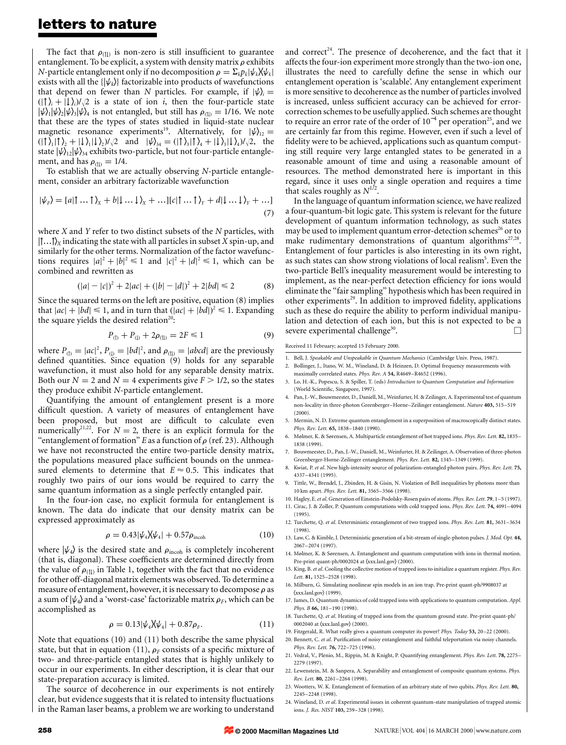The fact that $\rho_{(\uparrow\downarrow)}$ is non-zero is still insufficient to guarantee entanglement. To be explicit, a system with density matrix $\rho$ exhibits $N$-particle entanglement only if no decomposition $\rho = \Sigma_k p_k |\psi_k\rangle\langle\psi_k|$ exists with all the $\{|\psi_k\rangle\}$ factorizable into products of wavefunctions that depend on fewer than $N$ particles. For example, if $|\psi\rangle_i = (|\uparrow\rangle_i + |\downarrow\rangle_i)/\sqrt{2}$ is a state of ion $i$, then the four-particle state $|\psi\rangle_1|\psi\rangle_2|\psi\rangle_3|\psi\rangle_4$ is not entangled, but still has $\rho_{(\uparrow\downarrow)} = 1/16$. We note that these are the types of states studied in liquid-state nuclear magnetic resonance experiments[19]. Alternatively, for $|\psi\rangle_{12} = (|\uparrow\rangle_1|\uparrow\rangle_2 + |\downarrow\rangle_1|\downarrow\rangle_2)/\sqrt{2}$ and $|\psi\rangle_{34} = (|\uparrow\rangle_3|\uparrow\rangle_4 + |\downarrow\rangle_3|\downarrow\rangle_4)/\sqrt{2}$, the state $|\psi\rangle_{12}|\psi\rangle_{34}$ exhibits two-particle, but not four-particle entanglement, and has $\rho_{(\uparrow\downarrow)} = 1/4$.

To establish that we are actually observing $N$-particle entanglement, consider an arbitrary factorizable wavefunction

$$|\psi_F\rangle = [a|\uparrow\ldots\uparrow\rangle_X + b|\downarrow\ldots\downarrow\rangle_X + \ldots][c|\uparrow\ldots\uparrow\rangle_Y + d|\downarrow\ldots\downarrow\rangle_Y + \ldots] \quad (7)$$

where $X$ and $Y$ refer to two distinct subsets of the $N$ particles, with $|\uparrow\ldots\uparrow\rangle_X$ indicating the state with all particles in subset $X$ spin-up, and similarly for the other terms. Normalization of the factor wavefunctions requires $|a|^2 + |b|^2 \leq 1$ and $|c|^2 + |d|^2 \leq 1$, which can be combined and rewritten as

$$(|a| - |c|)^2 + 2|ac| + (|b| - |d|)^2 + 2|bd| \leq 2 \quad (8)$$

Since the squared terms on the left are positive, equation (8) implies that $|ac| + |bd| \leq 1$, and in turn that $(|ac| + |bd|)^2 \leq 1$. Expanding the square yields the desired relation[20]:

$$P_{(\uparrow)} + P_{(\downarrow)} + 2\rho_{(\uparrow\downarrow)} = 2F \leq 1 \quad (9)$$

where $P_{(\uparrow)} = |ac|^2$, $P_{(\downarrow)} = |bd|^2$, and $\rho_{(\uparrow\downarrow)} = |abcd|$ are the previously defined quantities. Since equation (9) holds for any separable wavefunction, it must also hold for any separable density matrix. Both our $N = 2$ and $N = 4$ experiments give $F > 1/2$, so the states they produce exhibit $N$-particle entanglement.

Quantifying the amount of entanglement present is a more difficult question. A variety of measures of entanglement have been proposed, but most are difficult to calculate even numerically[21,22]. For $N = 2$, there is an explicit formula for the "entanglement of formation" $E$ as a function of $\rho$ (ref. 23). Although we have not reconstructed the entire two-particle density matrix, the populations measured place sufficient bounds on the unmeasured elements to determine that $E \approx 0.5$. This indicates that roughly two pairs of our ions would be required to carry the same quantum information as a single perfectly entangled pair.

In the four-ion case, no explicit formula for entanglement is known. The data do indicate that our density matrix can be expressed approximately as

$$\rho = 0.43|\psi_4\rangle\langle\psi_4| + 0.57\rho_{\text{incoh}} \quad (10)$$

where $|\psi_4\rangle$ is the desired state and $\rho_{\text{incoh}}$ is completely incoherent (that is, diagonal). These coefficients are determined directly from the value of $\rho_{(\uparrow\downarrow)}$ in Table 1, together with the fact that no evidence for other off-diagonal matrix elements was observed. To determine a measure of entanglement, however, it is necessary to decompose $\rho$ as a sum of $|\psi_4\rangle$ and a 'worst-case' factorizable matrix $\rho_F$, which can be accomplished as

$$\rho = 0.13|\psi_4\rangle\langle\psi_4| + 0.87\rho_F. \quad (11)$$

Note that equations (10) and (11) both describe the same physical state, but that in equation (11), $\rho_F$ consists of a specific mixture of two- and three-particle entangled states that is highly unlikely to occur in our experiments. In either description, it is clear that our state-preparation accuracy is limited.

The source of decoherence in our experiments is not entirely clear, but evidence suggests that it is related to intensity fluctuations in the Raman laser beams, a problem we are working to understand and correct[24]. The presence of decoherence, and the fact that it affects the four-ion experiment more strongly than the two-ion one, illustrates the need to carefully define the sense in which our entanglement operation is 'scalable'. Any entanglement experiment is more sensitive to decoherence as the number of particles involved is increased, unless sufficient accuracy can be achieved for error-correction schemes to be usefully applied. Such schemes are thought to require an error rate of the order of $10^{-4}$ per operation[25], and we are certainly far from this regime. However, even if such a level of fidelity were to be achieved, applications such as quantum computing still require very large entangled states to be generated in a reasonable amount of time and using a reasonable amount of resources. The method demonstrated here is important in this regard, since it uses only a single operation and requires a time that scales roughly as $N^{1/2}$.

In the language of quantum information science, we have realized a four-quantum-bit logic gate. This system is relevant for the future development of quantum information technology, as such states may be used to implement quantum error-detection schemes[26] or to make rudimentary demonstrations of quantum algorithms[27,28]. Entanglement of four particles is also interesting in its own right, as such states can show strong violations of local realism[5]. Even the two-particle Bell's inequality measurement would be interesting to implement, as the near-perfect detection efficiency for ions would eliminate the "fair sampling" hypothesis which has been required in other experiments[29]. In addition to improved fidelity, applications such as these do require the ability to perform individual manipulation and detection of each ion, but this is not expected to be a severe experimental challenge[30]. □

Received 11 February; accepted 15 February 2000.

1. Bell, J. *Speakable and Unspeakable in Quantum Mechanics* (Cambridge Univ. Press, 1987).
2. Bollinger, J., Itano, W. M., Wineland, D. & Heinzen, D. Optimal frequency measurements with maximally correlated states. *Phys. Rev. A* **54,** R4649–R4652 (1996).
3. Lo, H.-K., Popescu, S. & Spiller, T. (eds) *Introduction to Quantum Computation and Information* (World Scientific, Singapore, 1997).
4. Pan, J.-W., Bouwmeester, D., Daniell, M., Weinfurter, H. & Zeilinger, A. Experimental test of quantum non-locality in three-photon Greenberger–Horne–Zeilinger entanglement. *Nature* **403,** 515–519 (2000).
5. Mermin, N. D. Extreme quantum entanglement in a superposition of macroscopically distinct states. *Phys. Rev. Lett.* **65,** 1838–1840 (1990).
6. Mølmer, K. & Sørensen, A. Multiparticle entanglement of hot trapped ions. *Phys. Rev. Lett.* **82,** 1835–1838 (1999).
7. Bouwmeester, D., Pan, J.-W., Daniell, M., Weinfurter, H. & Zeilinger, A. Observation of three-photon Greenberger-Horne-Zeilinger entanglement. *Phys. Rev. Lett.* **82,** 1345–1349 (1999).
8. Kwiat, P. *et al*. New high-intensity source of polarization-entangled photon pairs. *Phys. Rev. Lett.* **75,** 4337–4341 (1995).
9. Tittle, W., Brendel, J., Zbinden, H. & Gisin, N. Violation of Bell inequalities by photons more than 10 km apart. *Phys. Rev. Lett.* **81,** 3565–3566 (1998).
10. Hagley, E. *et al*. Generation of Einstein-Podolsky-Rosen pairs of atoms. *Phys. Rev. Lett.* **79**, 1–5 (1997).
11. Cirac, J. & Zoller, P. Quantum computations with cold trapped ions. *Phys. Rev. Lett.* **74,** 4091–4094 (1995).
12. Turchette, Q. *et al*. Deterministic entanglement of two trapped ions. *Phys. Rev. Lett.* **81,** 3631–3634 (1998).
13. Law, C. & Kimble, J. Deterministic generation of a bit-stream of single-photon pulses. *J. Mod. Opt.* **44,** 2067–2074 (1997).
14. Mølmer, K. & Sørensen, A. Entanglement and quantum computation with ions in thermal motion. Pre-print quant-ph/0002024 at ⟨xxx.lanl.gov⟩ (2000).
15. King, B. *et al*. Cooling the collective motion of trapped ions to initialize a quantum register. *Phys. Rev. Lett.* **81,** 1525–2528 (1998).
16. Milburn, G. Simulating nonlinear spin models in an ion trap. Pre-print quant-ph/9908037 at ⟨xxx.lanl.gov⟩ (1999).
17. James, D. Quantum dynamics of cold trapped ions with applications to quantum computation. *Appl. Phys. B* **66,** 181–190 (1998).
18. Turchette, Q. *et al*. Heating of trapped ions from the quantum ground state. Pre-print quant-ph/0002040 at ⟨xxx.lanl.gov⟩ (2000).
19. Fitzgerald, R. What really gives a quantum computer its power? *Phys. Today* **53,** 20–22 (2000).
20. Bennett, C. *et al*. Purification of noisy entanglement and faithful teleportation via noisy channels. *Phys. Rev. Lett.* **76,** 722–725 (1996).
21. Vedral, V., Plenio, M., Rippin, M. & Knight, P. Quantifying entanglement. *Phys. Rev. Lett.* **78,** 2275–2279 (1997).
22. Lewenstein, M. & Sanpera, A. Separability and entanglement of composite quantum systems. *Phys. Rev. Lett.* **80,** 2261–2264 (1998).
23. Wootters, W. K. Entanglement of formation of an arbitrary state of two qubits. *Phys. Rev. Lett.* **80,** 2245–2248 (1998).
24. Wineland, D. *et al*. Experimental issues in coherent quantum-state manipulation of trapped atomic ions. *J. Res. NIST* **103,** 259–328 (1998).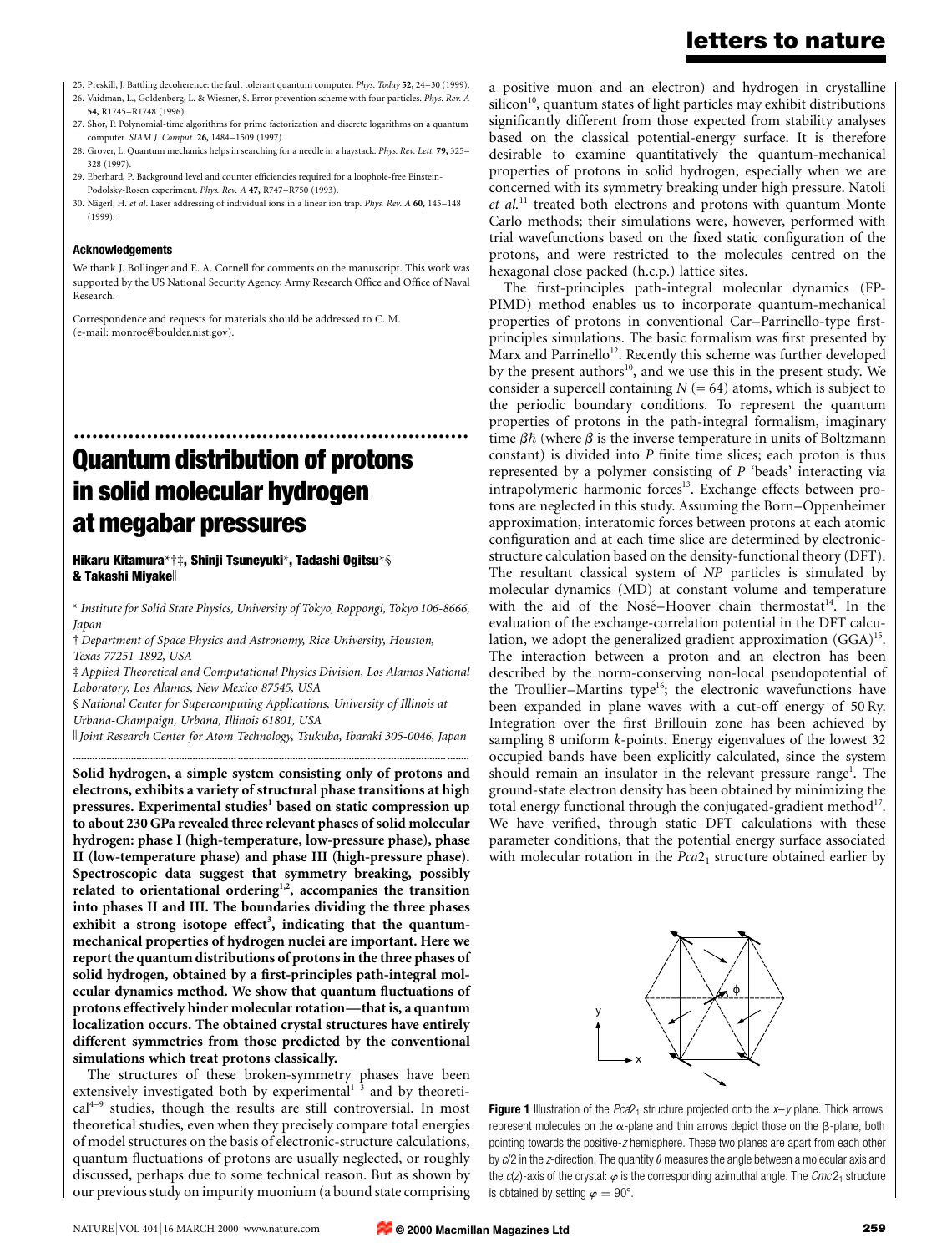25. Preskill, J. Battling decoherence: the fault tolerant quantum computer. *Phys. Today* **52,** 24–30 (1999).
26. Vaidman, L., Goldenberg, L. & Wiesner, S. Error prevention scheme with four particles. *Phys. Rev. A* **54,** R1745–R1748 (1996).
27. Shor, P. Polynomial-time algorithms for prime factorization and discrete logarithms on a quantum computer. *SIAM J. Comput.* **26,** 1484–1509 (1997).
28. Grover, L. Quantum mechanics helps in searching for a needle in a haystack. *Phys. Rev. Lett.* **79,** 325–328 (1997).
29. Eberhard, P. Background level and counter efficiencies required for a loophole-free Einstein-Podolsky-Rosen experiment. *Phys. Rev. A* **47,** R747–R750 (1993).
30. Nägerl, H. *et al.* Laser addressing of individual ions in a linear ion trap. *Phys. Rev. A* **60,** 145–148 (1999).

**Acknowledgements**

We thank J. Bollinger and E. A. Cornell for comments on the manuscript. This work was supported by the US National Security Agency, Army Research Office and Office of Naval Research.

Correspondence and requests for materials should be addressed to C. M. (e-mail: monroe@boulder.nist.gov).

# Quantum distribution of protons in solid molecular hydrogen at megabar pressures

**Hikaru Kitamura*†‡, Shinji Tsuneyuki*, Tadashi Ogitsu*§ & Takashi Miyake‖**

\* *Institute for Solid State Physics, University of Tokyo, Roppongi, Tokyo 106-8666, Japan*

† *Department of Space Physics and Astronomy, Rice University, Houston, Texas 77251-1892, USA*

‡ *Applied Theoretical and Computational Physics Division, Los Alamos National Laboratory, Los Alamos, New Mexico 87545, USA*

§ *National Center for Supercomputing Applications, University of Illinois at Urbana-Champaign, Urbana, Illinois 61801, USA*

‖ *Joint Research Center for Atom Technology, Tsukuba, Ibaraki 305-0046, Japan*

**Solid hydrogen, a simple system consisting only of protons and electrons, exhibits a variety of structural phase transitions at high pressures. Experimental studies[1] based on static compression up to about 230 GPa revealed three relevant phases of solid molecular hydrogen: phase I (high-temperature, low-pressure phase), phase II (low-temperature phase) and phase III (high-pressure phase). Spectroscopic data suggest that symmetry breaking, possibly related to orientational ordering[1,2], accompanies the transition into phases II and III. The boundaries dividing the three phases exhibit a strong isotope effect[3], indicating that the quantum-mechanical properties of hydrogen nuclei are important. Here we report the quantum distributions of protons in the three phases of solid hydrogen, obtained by a first-principles path-integral molecular dynamics method. We show that quantum fluctuations of protons effectively hinder molecular rotation—that is, a quantum localization occurs. The obtained crystal structures have entirely different symmetries from those predicted by the conventional simulations which treat protons classically.**

The structures of these broken-symmetry phases have been extensively investigated both by experimental[1–3] and by theoretical[4–9] studies, though the results are still controversial. In most theoretical studies, even when they precisely compare total energies of model structures on the basis of electronic-structure calculations, quantum fluctuations of protons are usually neglected, or roughly discussed, perhaps due to some technical reason. But as shown by our previous study on impurity muonium (a bound state comprising a positive muon and an electron) and hydrogen in crystalline silicon[10], quantum states of light particles may exhibit distributions significantly different from those expected from stability analyses based on the classical potential-energy surface. It is therefore desirable to examine quantitatively the quantum-mechanical properties of protons in solid hydrogen, especially when we are concerned with its symmetry breaking under high pressure. Natoli *et al.*[11] treated both electrons and protons with quantum Monte Carlo methods; their simulations were, however, performed with trial wavefunctions based on the fixed static configuration of the protons, and were restricted to the molecules centred on the hexagonal close packed (h.c.p.) lattice sites.

The first-principles path-integral molecular dynamics (FP-PIMD) method enables us to incorporate quantum-mechanical properties of protons in conventional Car–Parrinello-type first-principles simulations. The basic formalism was first presented by Marx and Parrinello[12]. Recently this scheme was further developed by the present authors[10], and we use this in the present study. We consider a supercell containing $N$ (= 64) atoms, which is subject to the periodic boundary conditions. To represent the quantum properties of protons in the path-integral formalism, imaginary time $\beta\hbar$ (where $\beta$ is the inverse temperature in units of Boltzmann constant) is divided into $P$ finite time slices; each proton is thus represented by a polymer consisting of $P$ 'beads' interacting via intrapolymeric harmonic forces[13]. Exchange effects between protons are neglected in this study. Assuming the Born–Oppenheimer approximation, interatomic forces between protons at each atomic configuration and at each time slice are determined by electronic-structure calculation based on the density-functional theory (DFT). The resultant classical system of $NP$ particles is simulated by molecular dynamics (MD) at constant volume and temperature with the aid of the Nosé–Hoover chain thermostat[14]. In the evaluation of the exchange-correlation potential in the DFT calculation, we adopt the generalized gradient approximation (GGA)[15]. The interaction between a proton and an electron has been described by the norm-conserving non-local pseudopotential of the Troullier–Martins type[16]; the electronic wavefunctions have been expanded in plane waves with a cut-off energy of 50 Ry. Integration over the first Brillouin zone has been achieved by sampling 8 uniform $k$-points. Energy eigenvalues of the lowest 32 occupied bands have been explicitly calculated, since the system should remain an insulator in the relevant pressure range[1]. The ground-state electron density has been obtained by minimizing the total energy functional through the conjugated-gradient method[17]. We have verified, through static DFT calculations with these parameter conditions, that the potential energy surface associated with molecular rotation in the $Pca2_1$ structure obtained earlier by

y

x

ϕ

**Figure 1** Illustration of the $Pca2_1$ structure projected onto the $x$–$y$ plane. Thick arrows represent molecules on the α-plane and thin arrows depict those on the β-plane, both pointing towards the positive-$z$ hemisphere. These two planes are apart from each other by $c/2$ in the $z$-direction. The quantity $\theta$ measures the angle between a molecular axis and the $c(z)$-axis of the crystal: $\varphi$ is the corresponding azimuthal angle. The $Cmc2_1$ structure is obtained by setting $\varphi = 90°$.